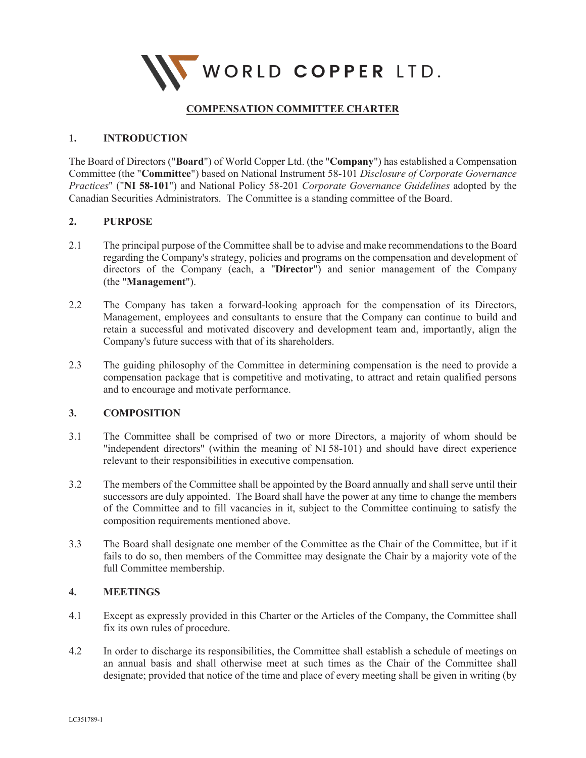WORLD COPPER LTD.

# COMPENSATION COMMITTEE CHARTER

## 1. INTRODUCTION

The Board of Directors ("**Board**") of World Copper Ltd. (the "**Company**") has established a Compensation Committee (the "**Committee**") based on National Instrument 58-101 *Disclosure of Corporate Governance Practices*" ("**NI 58-101**") and National Policy 58-201 *Corporate Governance Guidelines* adopted by the Canadian Securities Administrators. The Committee is a standing committee of the Board.

## 2. PURPOSE

2.1 The principal purpose of the Committee shall be to advise and make recommendations to the Board regarding the Company's strategy, policies and programs on the compensation and development of directors of the Company (each, a "**Director**") and senior management of the Company (the "**Management**").

2.2 The Company has taken a forward-looking approach for the compensation of its Directors, Management, employees and consultants to ensure that the Company can continue to build and retain a successful and motivated discovery and development team and, importantly, align the Company's future success with that of its shareholders.

2.3 The guiding philosophy of the Committee in determining compensation is the need to provide a compensation package that is competitive and motivating, to attract and retain qualified persons and to encourage and motivate performance.

## 3. COMPOSITION

3.1 The Committee shall be comprised of two or more Directors, a majority of whom should be "independent directors" (within the meaning of NI 58-101) and should have direct experience relevant to their responsibilities in executive compensation.

3.2 The members of the Committee shall be appointed by the Board annually and shall serve until their successors are duly appointed. The Board shall have the power at any time to change the members of the Committee and to fill vacancies in it, subject to the Committee continuing to satisfy the composition requirements mentioned above.

3.3 The Board shall designate one member of the Committee as the Chair of the Committee, but if it fails to do so, then members of the Committee may designate the Chair by a majority vote of the full Committee membership.

## 4. MEETINGS

4.1 Except as expressly provided in this Charter or the Articles of the Company, the Committee shall fix its own rules of procedure.

4.2 In order to discharge its responsibilities, the Committee shall establish a schedule of meetings on an annual basis and shall otherwise meet at such times as the Chair of the Committee shall designate; provided that notice of the time and place of every meeting shall be given in writing (by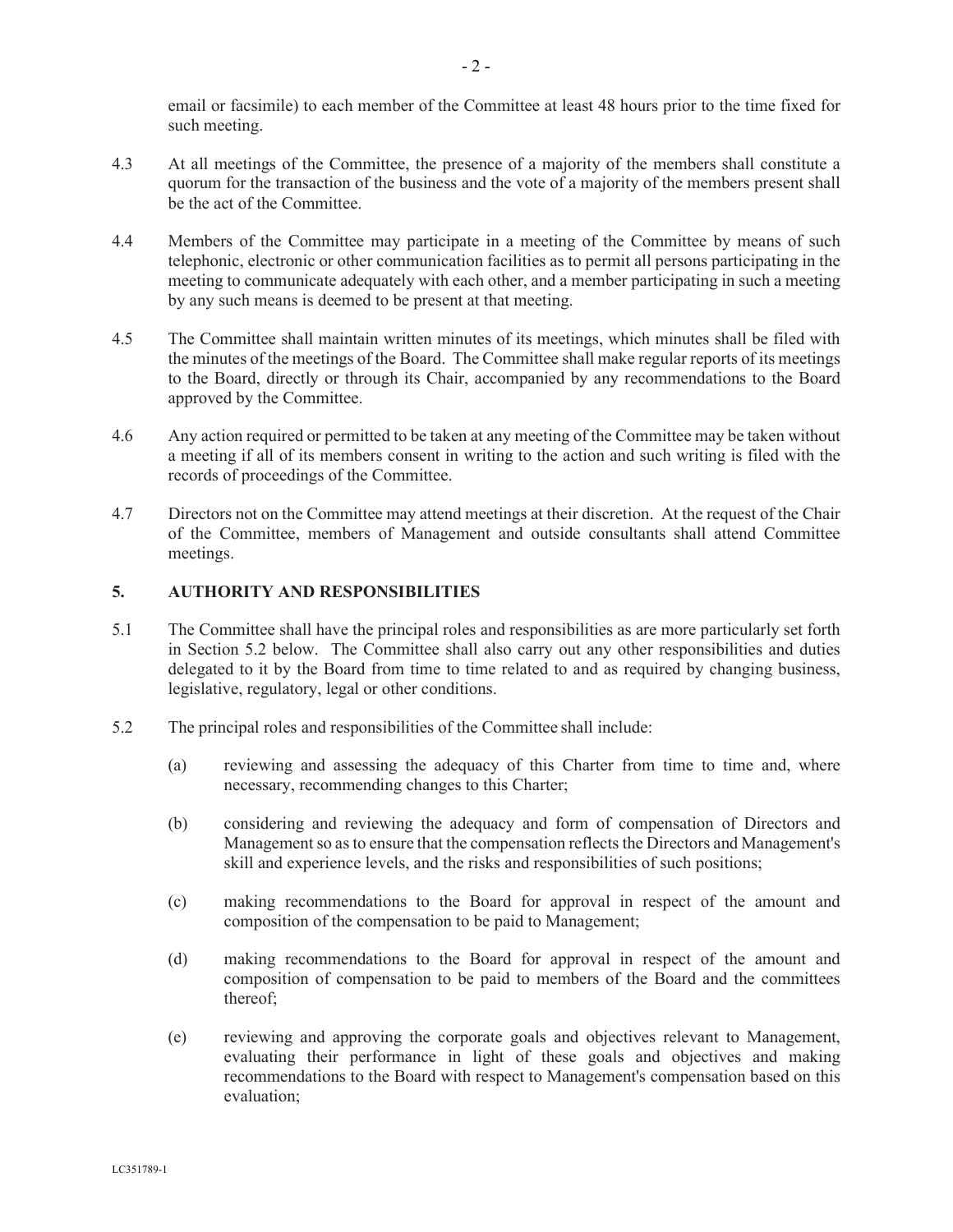email or facsimile) to each member of the Committee at least 48 hours prior to the time fixed for such meeting.

4.3 At all meetings of the Committee, the presence of a majority of the members shall constitute a quorum for the transaction of the business and the vote of a majority of the members present shall be the act of the Committee.

4.4 Members of the Committee may participate in a meeting of the Committee by means of such telephonic, electronic or other communication facilities as to permit all persons participating in the meeting to communicate adequately with each other, and a member participating in such a meeting by any such means is deemed to be present at that meeting.

4.5 The Committee shall maintain written minutes of its meetings, which minutes shall be filed with the minutes of the meetings of the Board. The Committee shall make regular reports of its meetings to the Board, directly or through its Chair, accompanied by any recommendations to the Board approved by the Committee.

4.6 Any action required or permitted to be taken at any meeting of the Committee may be taken without a meeting if all of its members consent in writing to the action and such writing is filed with the records of proceedings of the Committee.

4.7 Directors not on the Committee may attend meetings at their discretion. At the request of the Chair of the Committee, members of Management and outside consultants shall attend Committee meetings.

## 5. AUTHORITY AND RESPONSIBILITIES

5.1 The Committee shall have the principal roles and responsibilities as are more particularly set forth in Section 5.2 below. The Committee shall also carry out any other responsibilities and duties delegated to it by the Board from time to time related to and as required by changing business, legislative, regulatory, legal or other conditions.

5.2 The principal roles and responsibilities of the Committee shall include:

(a) reviewing and assessing the adequacy of this Charter from time to time and, where necessary, recommending changes to this Charter;

(b) considering and reviewing the adequacy and form of compensation of Directors and Management so as to ensure that the compensation reflects the Directors and Management's skill and experience levels, and the risks and responsibilities of such positions;

(c) making recommendations to the Board for approval in respect of the amount and composition of the compensation to be paid to Management;

(d) making recommendations to the Board for approval in respect of the amount and composition of compensation to be paid to members of the Board and the committees thereof;

(e) reviewing and approving the corporate goals and objectives relevant to Management, evaluating their performance in light of these goals and objectives and making recommendations to the Board with respect to Management's compensation based on this evaluation;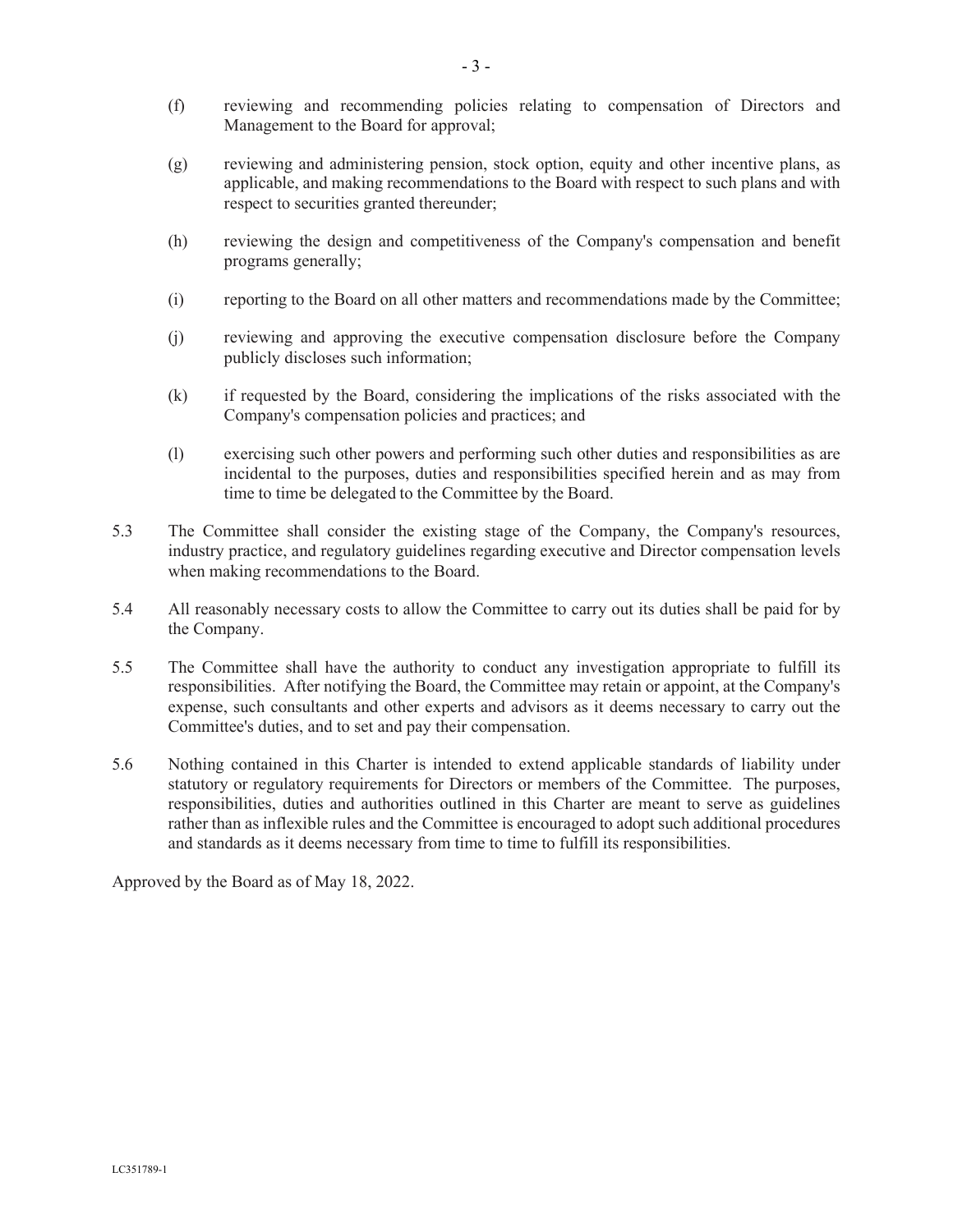(f) reviewing and recommending policies relating to compensation of Directors and Management to the Board for approval;

(g) reviewing and administering pension, stock option, equity and other incentive plans, as applicable, and making recommendations to the Board with respect to such plans and with respect to securities granted thereunder;

(h) reviewing the design and competitiveness of the Company's compensation and benefit programs generally;

(i) reporting to the Board on all other matters and recommendations made by the Committee;

(j) reviewing and approving the executive compensation disclosure before the Company publicly discloses such information;

(k) if requested by the Board, considering the implications of the risks associated with the Company's compensation policies and practices; and

(l) exercising such other powers and performing such other duties and responsibilities as are incidental to the purposes, duties and responsibilities specified herein and as may from time to time be delegated to the Committee by the Board.

5.3 The Committee shall consider the existing stage of the Company, the Company's resources, industry practice, and regulatory guidelines regarding executive and Director compensation levels when making recommendations to the Board.

5.4 All reasonably necessary costs to allow the Committee to carry out its duties shall be paid for by the Company.

5.5 The Committee shall have the authority to conduct any investigation appropriate to fulfill its responsibilities. After notifying the Board, the Committee may retain or appoint, at the Company's expense, such consultants and other experts and advisors as it deems necessary to carry out the Committee's duties, and to set and pay their compensation.

5.6 Nothing contained in this Charter is intended to extend applicable standards of liability under statutory or regulatory requirements for Directors or members of the Committee. The purposes, responsibilities, duties and authorities outlined in this Charter are meant to serve as guidelines rather than as inflexible rules and the Committee is encouraged to adopt such additional procedures and standards as it deems necessary from time to time to fulfill its responsibilities.

Approved by the Board as of May 18, 2022.